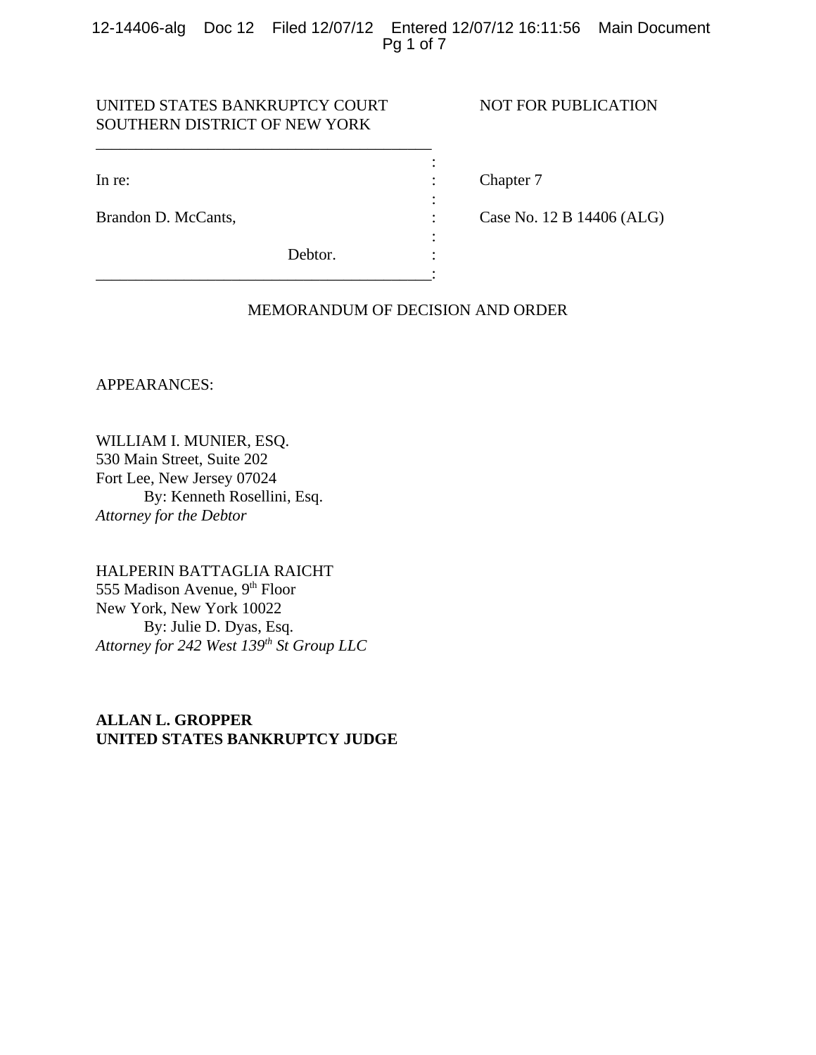UNITED STATES BANKRUPTCY COURT
SOUTHERN DISTRICT OF NEW YORK

NOT FOR PUBLICATION

| | |
|---|---|
| In re: | Chapter 7 |
| Brandon D. McCants, | Case No. 12 B 14406 (ALG) |
| Debtor. | |

MEMORANDUM OF DECISION AND ORDER

APPEARANCES:

WILLIAM I. MUNIER, ESQ.
530 Main Street, Suite 202
Fort Lee, New Jersey 07024
By: Kenneth Rosellini, Esq.
*Attorney for the Debtor*

HALPERIN BATTAGLIA RAICHT
555 Madison Avenue, 9th Floor
New York, New York 10022
By: Julie D. Dyas, Esq.
*Attorney for 242 West 139th St Group LLC*

**ALLAN L. GROPPER**
**UNITED STATES BANKRUPTCY JUDGE**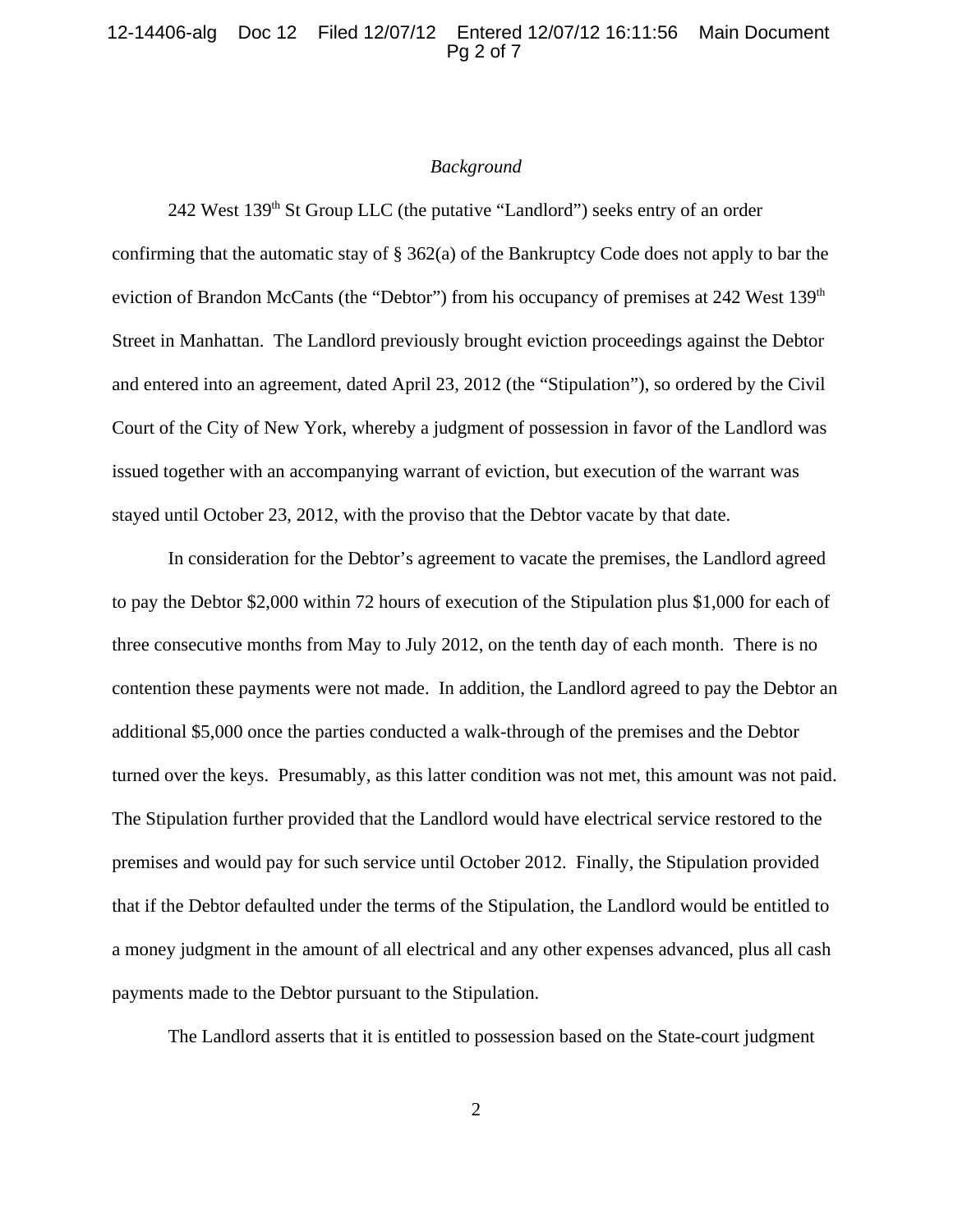*Background*

242 West 139th St Group LLC (the putative "Landlord") seeks entry of an order confirming that the automatic stay of § 362(a) of the Bankruptcy Code does not apply to bar the eviction of Brandon McCants (the "Debtor") from his occupancy of premises at 242 West 139th Street in Manhattan. The Landlord previously brought eviction proceedings against the Debtor and entered into an agreement, dated April 23, 2012 (the "Stipulation"), so ordered by the Civil Court of the City of New York, whereby a judgment of possession in favor of the Landlord was issued together with an accompanying warrant of eviction, but execution of the warrant was stayed until October 23, 2012, with the proviso that the Debtor vacate by that date.

In consideration for the Debtor's agreement to vacate the premises, the Landlord agreed to pay the Debtor $2,000 within 72 hours of execution of the Stipulation plus $1,000 for each of three consecutive months from May to July 2012, on the tenth day of each month. There is no contention these payments were not made. In addition, the Landlord agreed to pay the Debtor an additional $5,000 once the parties conducted a walk-through of the premises and the Debtor turned over the keys. Presumably, as this latter condition was not met, this amount was not paid. The Stipulation further provided that the Landlord would have electrical service restored to the premises and would pay for such service until October 2012. Finally, the Stipulation provided that if the Debtor defaulted under the terms of the Stipulation, the Landlord would be entitled to a money judgment in the amount of all electrical and any other expenses advanced, plus all cash payments made to the Debtor pursuant to the Stipulation.

The Landlord asserts that it is entitled to possession based on the State-court judgment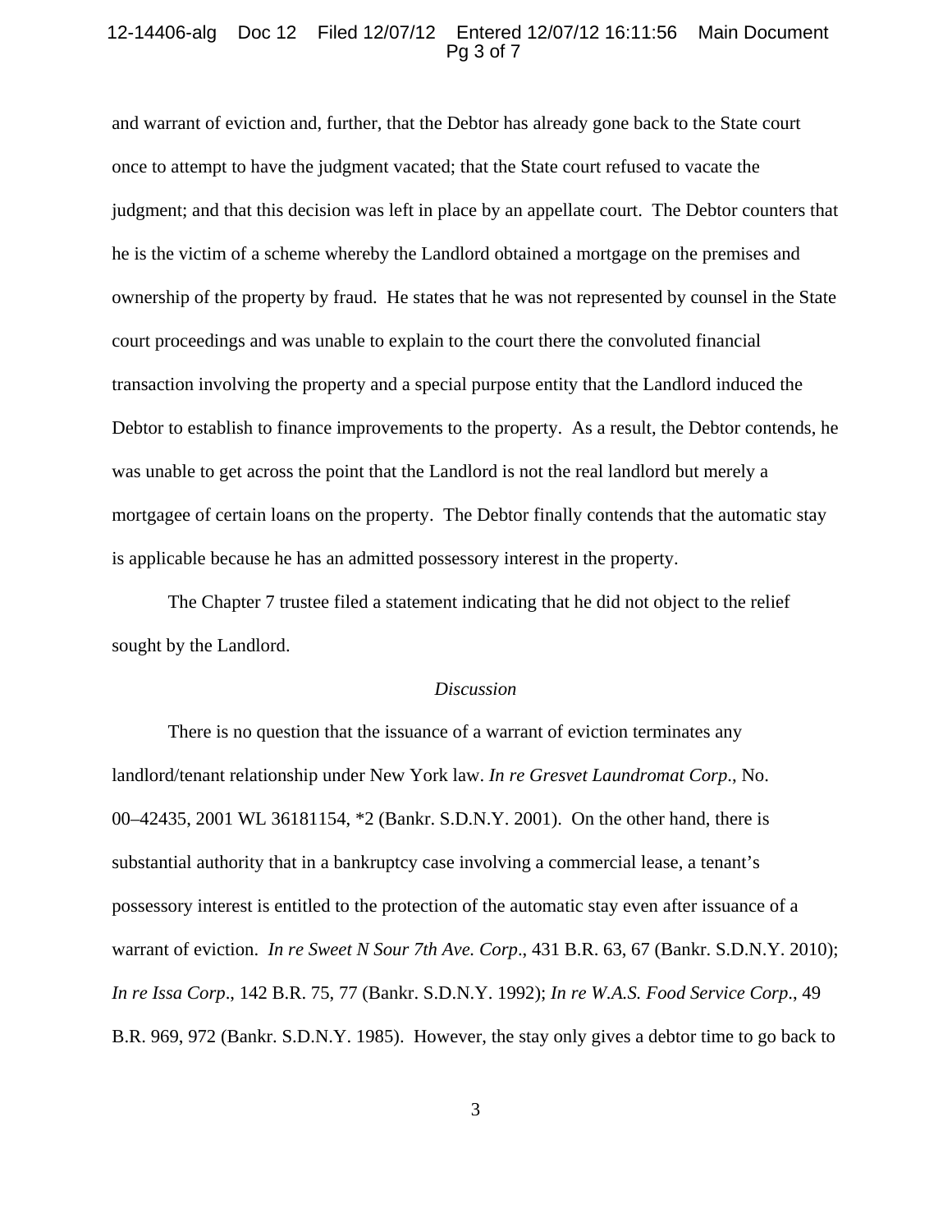and warrant of eviction and, further, that the Debtor has already gone back to the State court once to attempt to have the judgment vacated; that the State court refused to vacate the judgment; and that this decision was left in place by an appellate court. The Debtor counters that he is the victim of a scheme whereby the Landlord obtained a mortgage on the premises and ownership of the property by fraud. He states that he was not represented by counsel in the State court proceedings and was unable to explain to the court there the convoluted financial transaction involving the property and a special purpose entity that the Landlord induced the Debtor to establish to finance improvements to the property. As a result, the Debtor contends, he was unable to get across the point that the Landlord is not the real landlord but merely a mortgagee of certain loans on the property. The Debtor finally contends that the automatic stay is applicable because he has an admitted possessory interest in the property.

The Chapter 7 trustee filed a statement indicating that he did not object to the relief sought by the Landlord.

*Discussion*

There is no question that the issuance of a warrant of eviction terminates any landlord/tenant relationship under New York law. *In re Gresvet Laundromat Corp*., No. 00–42435, 2001 WL 36181154, *2 (Bankr. S.D.N.Y. 2001). On the other hand, there is substantial authority that in a bankruptcy case involving a commercial lease, a tenant's possessory interest is entitled to the protection of the automatic stay even after issuance of a warrant of eviction. *In re Sweet N Sour 7th Ave. Corp*., 431 B.R. 63, 67 (Bankr. S.D.N.Y. 2010); *In re Issa Corp*., 142 B.R. 75, 77 (Bankr. S.D.N.Y. 1992); *In re W.A.S. Food Service Corp*., 49 B.R. 969, 972 (Bankr. S.D.N.Y. 1985). However, the stay only gives a debtor time to go back to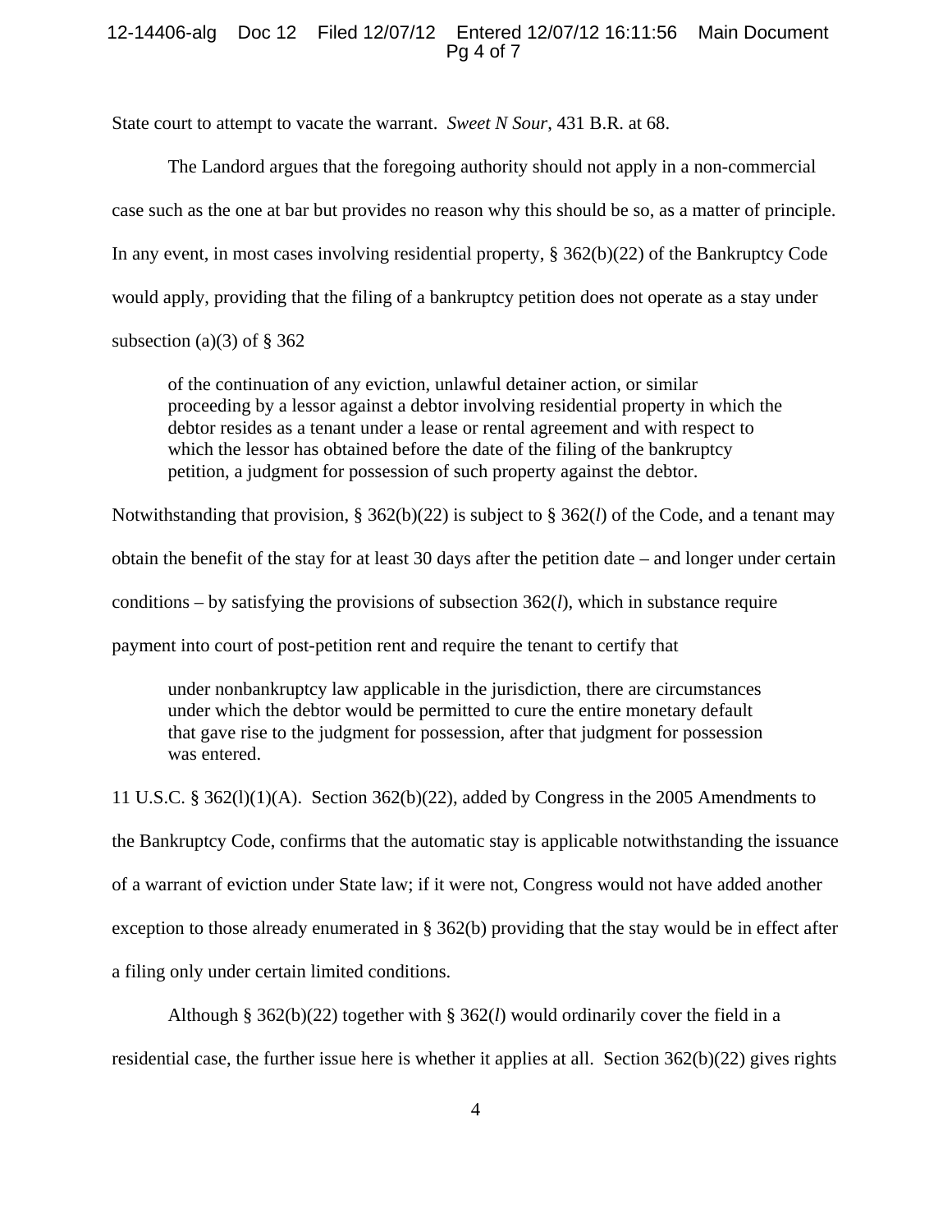State court to attempt to vacate the warrant. *Sweet N Sour*, 431 B.R. at 68.

The Landord argues that the foregoing authority should not apply in a non-commercial case such as the one at bar but provides no reason why this should be so, as a matter of principle. In any event, in most cases involving residential property, § 362(b)(22) of the Bankruptcy Code would apply, providing that the filing of a bankruptcy petition does not operate as a stay under subsection (a)(3) of § 362

> of the continuation of any eviction, unlawful detainer action, or similar proceeding by a lessor against a debtor involving residential property in which the debtor resides as a tenant under a lease or rental agreement and with respect to which the lessor has obtained before the date of the filing of the bankruptcy petition, a judgment for possession of such property against the debtor.

Notwithstanding that provision, § 362(b)(22) is subject to § 362(*l*) of the Code, and a tenant may obtain the benefit of the stay for at least 30 days after the petition date – and longer under certain conditions – by satisfying the provisions of subsection 362(*l*), which in substance require payment into court of post-petition rent and require the tenant to certify that

> under nonbankruptcy law applicable in the jurisdiction, there are circumstances under which the debtor would be permitted to cure the entire monetary default that gave rise to the judgment for possession, after that judgment for possession was entered.

11 U.S.C. § 362(l)(1)(A). Section 362(b)(22), added by Congress in the 2005 Amendments to the Bankruptcy Code, confirms that the automatic stay is applicable notwithstanding the issuance of a warrant of eviction under State law; if it were not, Congress would not have added another exception to those already enumerated in § 362(b) providing that the stay would be in effect after a filing only under certain limited conditions.

Although § 362(b)(22) together with § 362(*l*) would ordinarily cover the field in a residential case, the further issue here is whether it applies at all. Section 362(b)(22) gives rights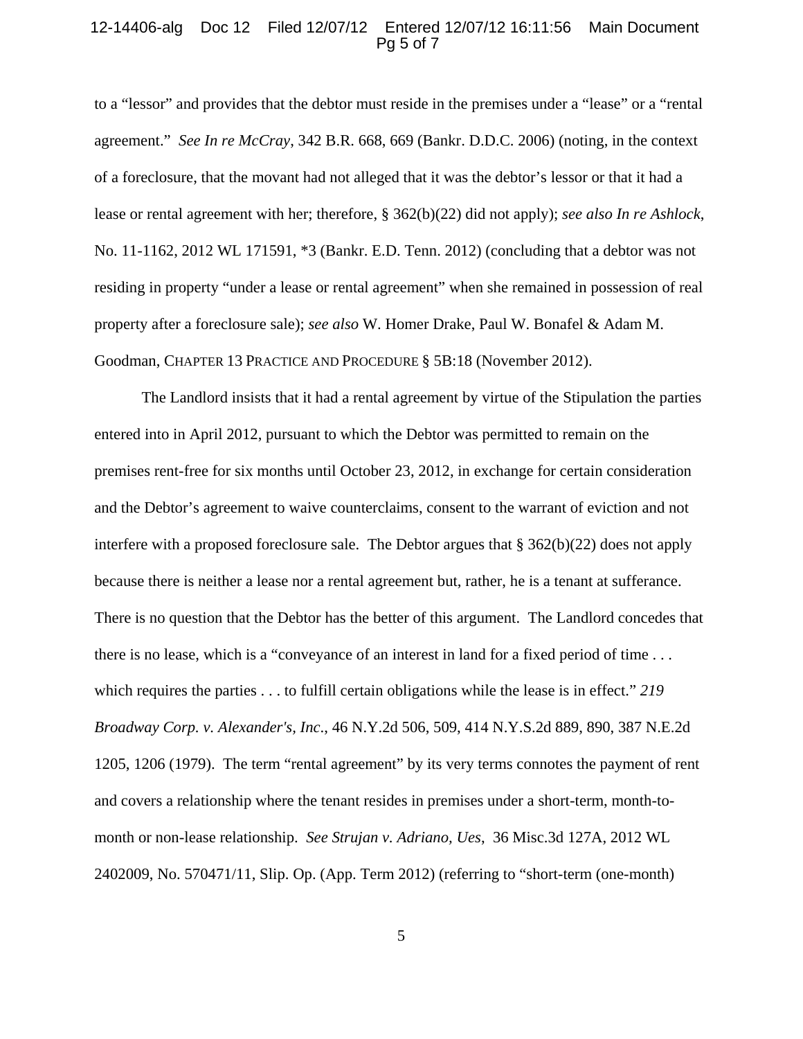to a "lessor" and provides that the debtor must reside in the premises under a "lease" or a "rental agreement." *See In re McCray*, 342 B.R. 668, 669 (Bankr. D.D.C. 2006) (noting, in the context of a foreclosure, that the movant had not alleged that it was the debtor's lessor or that it had a lease or rental agreement with her; therefore, § 362(b)(22) did not apply); *see also In re Ashlock*, No. 11-1162, 2012 WL 171591, *3 (Bankr. E.D. Tenn. 2012) (concluding that a debtor was not residing in property "under a lease or rental agreement" when she remained in possession of real property after a foreclosure sale); *see also* W. Homer Drake, Paul W. Bonafel & Adam M. Goodman, CHAPTER 13 PRACTICE AND PROCEDURE § 5B:18 (November 2012).

The Landlord insists that it had a rental agreement by virtue of the Stipulation the parties entered into in April 2012, pursuant to which the Debtor was permitted to remain on the premises rent-free for six months until October 23, 2012, in exchange for certain consideration and the Debtor's agreement to waive counterclaims, consent to the warrant of eviction and not interfere with a proposed foreclosure sale. The Debtor argues that § 362(b)(22) does not apply because there is neither a lease nor a rental agreement but, rather, he is a tenant at sufferance. There is no question that the Debtor has the better of this argument. The Landlord concedes that there is no lease, which is a "conveyance of an interest in land for a fixed period of time . . . which requires the parties . . . to fulfill certain obligations while the lease is in effect." *219 Broadway Corp. v. Alexander's, Inc.*, 46 N.Y.2d 506, 509, 414 N.Y.S.2d 889, 890, 387 N.E.2d 1205, 1206 (1979). The term "rental agreement" by its very terms connotes the payment of rent and covers a relationship where the tenant resides in premises under a short-term, month-to-month or non-lease relationship. *See Strujan v. Adriano, Ues*, 36 Misc.3d 127A, 2012 WL 2402009, No. 570471/11, Slip. Op. (App. Term 2012) (referring to "short-term (one-month)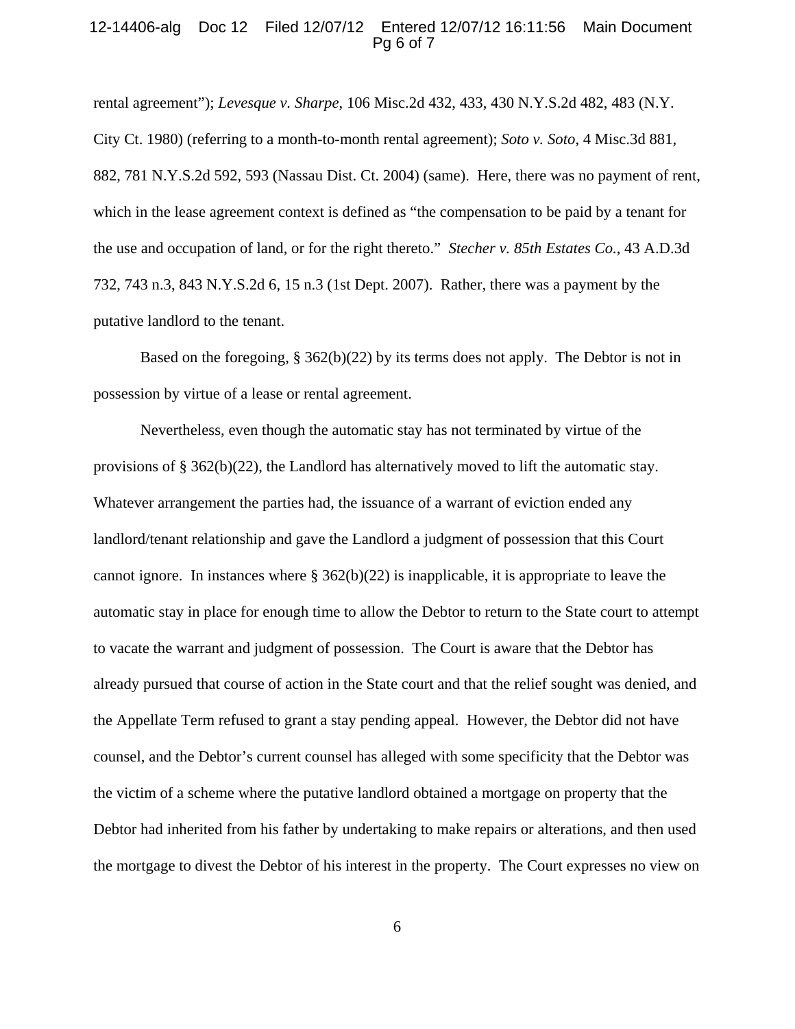rental agreement"); *Levesque v. Sharpe*, 106 Misc.2d 432, 433, 430 N.Y.S.2d 482, 483 (N.Y. City Ct. 1980) (referring to a month-to-month rental agreement); *Soto v. Soto*, 4 Misc.3d 881, 882, 781 N.Y.S.2d 592, 593 (Nassau Dist. Ct. 2004) (same). Here, there was no payment of rent, which in the lease agreement context is defined as "the compensation to be paid by a tenant for the use and occupation of land, or for the right thereto." *Stecher v. 85th Estates Co.*, 43 A.D.3d 732, 743 n.3, 843 N.Y.S.2d 6, 15 n.3 (1st Dept. 2007). Rather, there was a payment by the putative landlord to the tenant.

Based on the foregoing, § 362(b)(22) by its terms does not apply. The Debtor is not in possession by virtue of a lease or rental agreement.

Nevertheless, even though the automatic stay has not terminated by virtue of the provisions of § 362(b)(22), the Landlord has alternatively moved to lift the automatic stay. Whatever arrangement the parties had, the issuance of a warrant of eviction ended any landlord/tenant relationship and gave the Landlord a judgment of possession that this Court cannot ignore. In instances where § 362(b)(22) is inapplicable, it is appropriate to leave the automatic stay in place for enough time to allow the Debtor to return to the State court to attempt to vacate the warrant and judgment of possession. The Court is aware that the Debtor has already pursued that course of action in the State court and that the relief sought was denied, and the Appellate Term refused to grant a stay pending appeal. However, the Debtor did not have counsel, and the Debtor's current counsel has alleged with some specificity that the Debtor was the victim of a scheme where the putative landlord obtained a mortgage on property that the Debtor had inherited from his father by undertaking to make repairs or alterations, and then used the mortgage to divest the Debtor of his interest in the property. The Court expresses no view on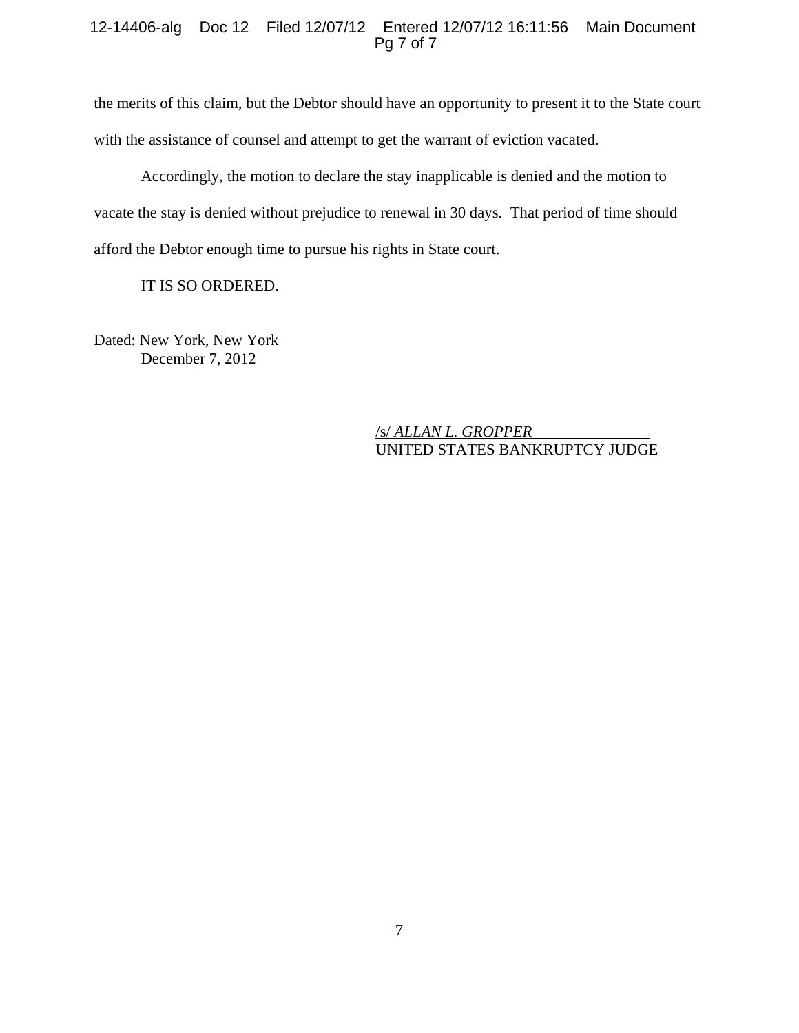the merits of this claim, but the Debtor should have an opportunity to present it to the State court with the assistance of counsel and attempt to get the warrant of eviction vacated.

Accordingly, the motion to declare the stay inapplicable is denied and the motion to vacate the stay is denied without prejudice to renewal in 30 days. That period of time should afford the Debtor enough time to pursue his rights in State court.

IT IS SO ORDERED.

Dated: New York, New York
December 7, 2012

/s/ *ALLAN L. GROPPER*
UNITED STATES BANKRUPTCY JUDGE